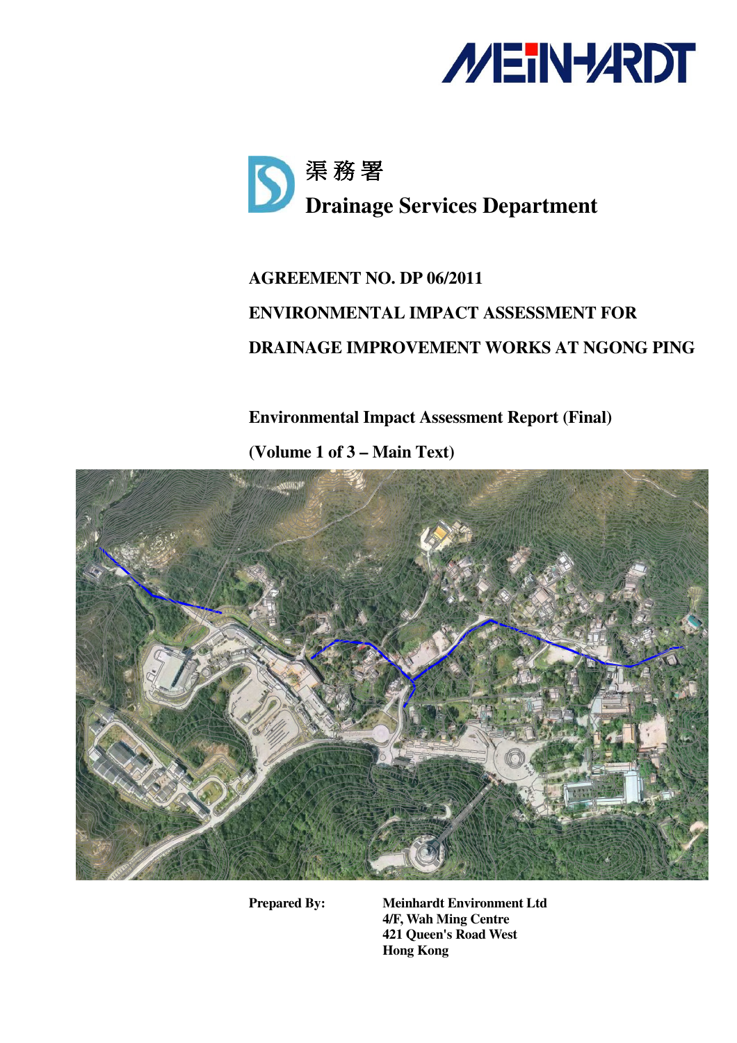MEINHARDT

渠務署

**Drainage Services Department**

**AGREEMENT NO. DP 06/2011**

**ENVIRONMENTAL IMPACT ASSESSMENT FOR**

**DRAINAGE IMPROVEMENT WORKS AT NGONG PING**

**Environmental Impact Assessment Report (Final)**

**(Volume 1 of 3 – Main Text)**

**Prepared By:**

**Meinhardt Environment Ltd**
**4/F, Wah Ming Centre**
**421 Queen's Road West**
**Hong Kong**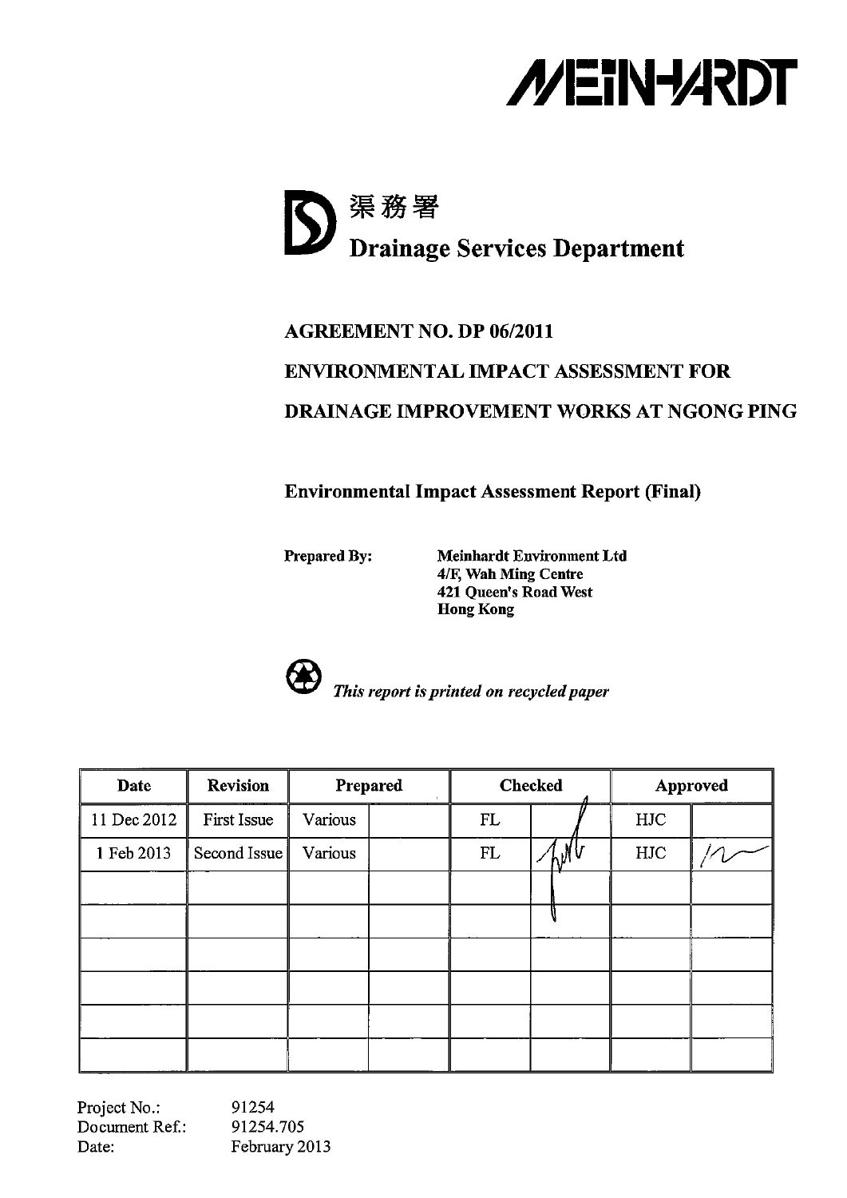MEINHARDT

渠務署
**Drainage Services Department**

**AGREEMENT NO. DP 06/2011**

**ENVIRONMENTAL IMPACT ASSESSMENT FOR**

**DRAINAGE IMPROVEMENT WORKS AT NGONG PING**

**Environmental Impact Assessment Report (Final)**

**Prepared By:** **Meinhardt Environment Ltd**
**4/F, Wah Ming Centre**
**421 Queen's Road West**
**Hong Kong**

*This report is printed on recycled paper*

| Date | Revision | Prepared | | Checked | | Approved | |
|---|---|---|---|---|---|---|---|
| 11 Dec 2012 | First Issue | Various | | FL | | HJC | |
| 1 Feb 2013 | Second Issue | Various | | FL | | HJC | |
| | | | | | | | |
| | | | | | | | |
| | | | | | | | |
| | | | | | | | |
| | | | | | | | |
| | | | | | | | |

Project No.: 91254
Document Ref.: 91254.705
Date: February 2013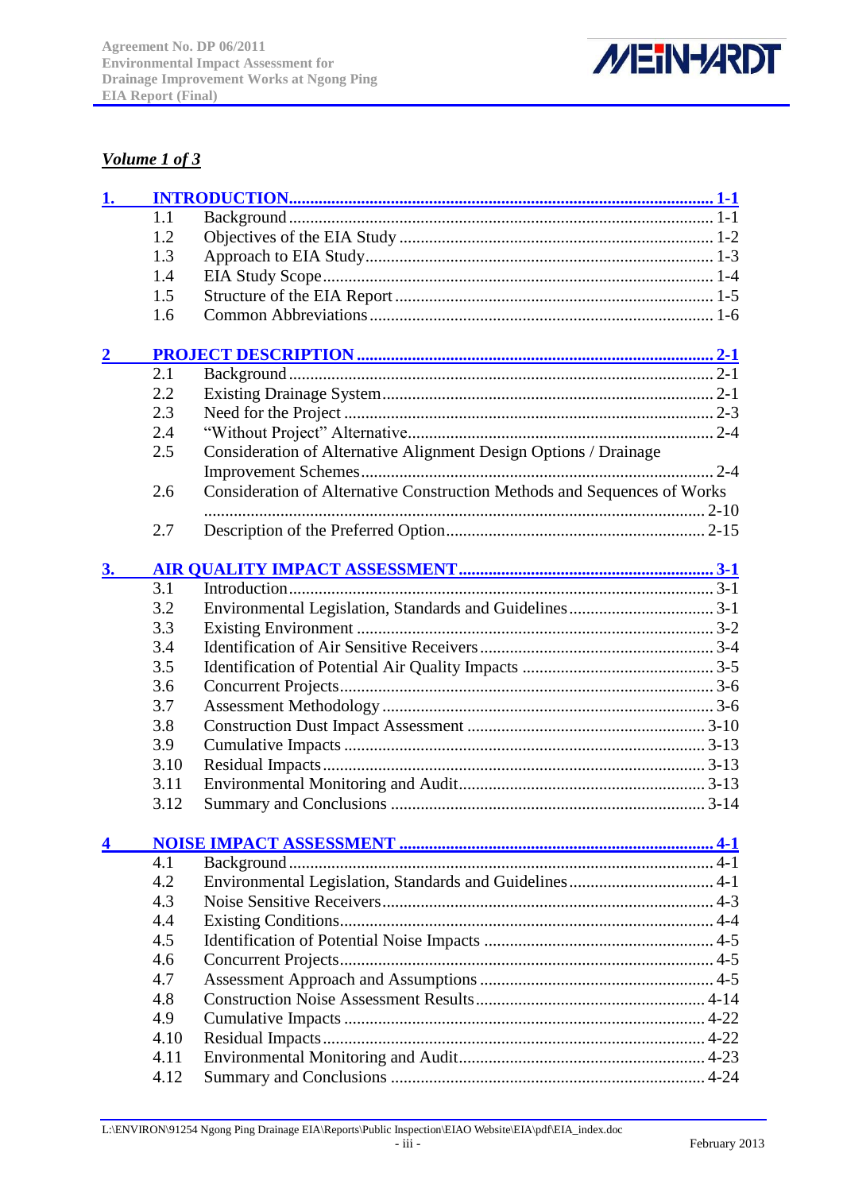***Volume 1 of 3***

| | | | |
|---|---|---|---|
| **1.** | **INTRODUCTION** | | **1-1** |
| | 1.1 | Background | 1-1 |
| | 1.2 | Objectives of the EIA Study | 1-2 |
| | 1.3 | Approach to EIA Study | 1-3 |
| | 1.4 | EIA Study Scope | 1-4 |
| | 1.5 | Structure of the EIA Report | 1-5 |
| | 1.6 | Common Abbreviations | 1-6 |
| **2** | **PROJECT DESCRIPTION** | | **2-1** |
| | 2.1 | Background | 2-1 |
| | 2.2 | Existing Drainage System | 2-1 |
| | 2.3 | Need for the Project | 2-3 |
| | 2.4 | "Without Project" Alternative | 2-4 |
| | 2.5 | Consideration of Alternative Alignment Design Options / Drainage Improvement Schemes | 2-4 |
| | 2.6 | Consideration of Alternative Construction Methods and Sequences of Works | 2-10 |
| | 2.7 | Description of the Preferred Option | 2-15 |
| **3.** | **AIR QUALITY IMPACT ASSESSMENT** | | **3-1** |
| | 3.1 | Introduction | 3-1 |
| | 3.2 | Environmental Legislation, Standards and Guidelines | 3-1 |
| | 3.3 | Existing Environment | 3-2 |
| | 3.4 | Identification of Air Sensitive Receivers | 3-4 |
| | 3.5 | Identification of Potential Air Quality Impacts | 3-5 |
| | 3.6 | Concurrent Projects | 3-6 |
| | 3.7 | Assessment Methodology | 3-6 |
| | 3.8 | Construction Dust Impact Assessment | 3-10 |
| | 3.9 | Cumulative Impacts | 3-13 |
| | 3.10 | Residual Impacts | 3-13 |
| | 3.11 | Environmental Monitoring and Audit | 3-13 |
| | 3.12 | Summary and Conclusions | 3-14 |
| **4** | **NOISE IMPACT ASSESSMENT** | | **4-1** |
| | 4.1 | Background | 4-1 |
| | 4.2 | Environmental Legislation, Standards and Guidelines | 4-1 |
| | 4.3 | Noise Sensitive Receivers | 4-3 |
| | 4.4 | Existing Conditions | 4-4 |
| | 4.5 | Identification of Potential Noise Impacts | 4-5 |
| | 4.6 | Concurrent Projects | 4-5 |
| | 4.7 | Assessment Approach and Assumptions | 4-5 |
| | 4.8 | Construction Noise Assessment Results | 4-14 |
| | 4.9 | Cumulative Impacts | 4-22 |
| | 4.10 | Residual Impacts | 4-22 |
| | 4.11 | Environmental Monitoring and Audit | 4-23 |
| | 4.12 | Summary and Conclusions | 4-24 |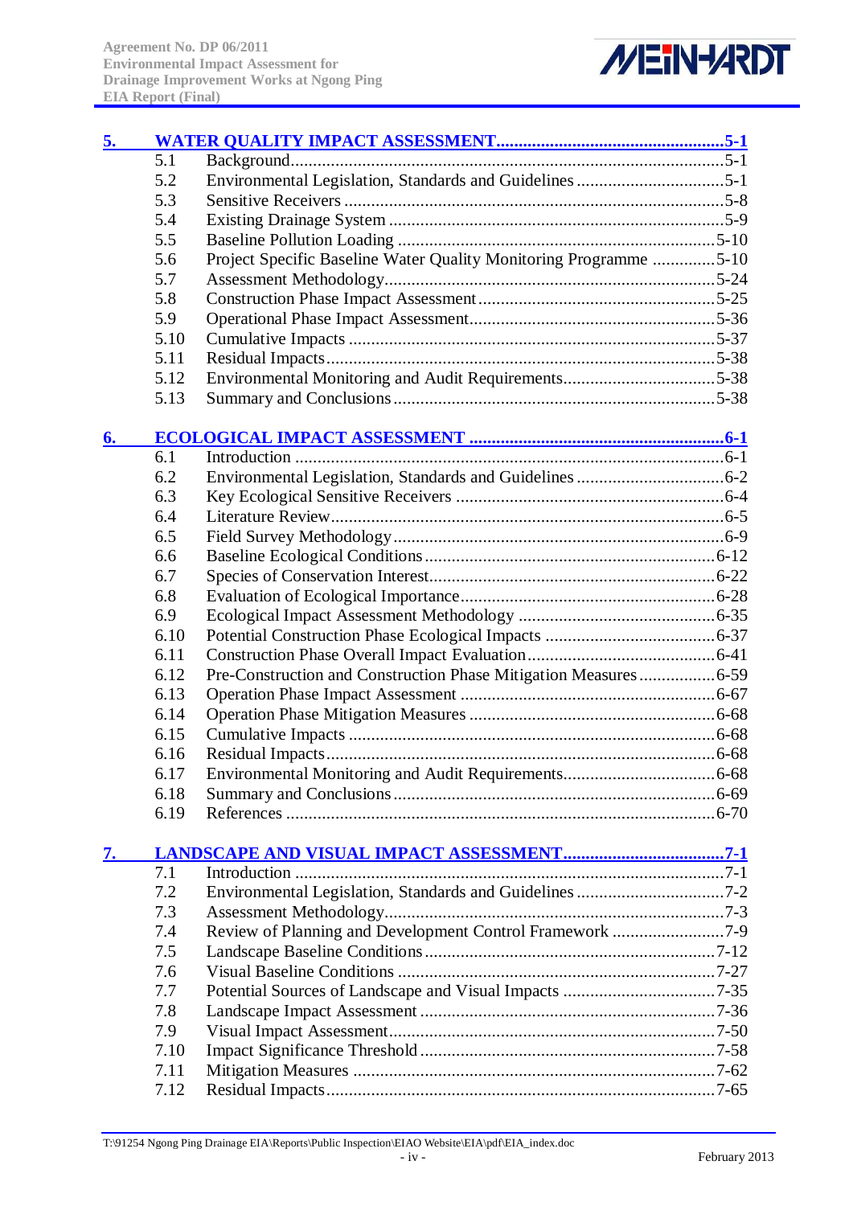| | | |
|---|---|---|
| **5.** | **WATER QUALITY IMPACT ASSESSMENT** | **5-1** |
| 5.1 | Background | 5-1 |
| 5.2 | Environmental Legislation, Standards and Guidelines | 5-1 |
| 5.3 | Sensitive Receivers | 5-8 |
| 5.4 | Existing Drainage System | 5-9 |
| 5.5 | Baseline Pollution Loading | 5-10 |
| 5.6 | Project Specific Baseline Water Quality Monitoring Programme | 5-10 |
| 5.7 | Assessment Methodology | 5-24 |
| 5.8 | Construction Phase Impact Assessment | 5-25 |
| 5.9 | Operational Phase Impact Assessment | 5-36 |
| 5.10 | Cumulative Impacts | 5-37 |
| 5.11 | Residual Impacts | 5-38 |
| 5.12 | Environmental Monitoring and Audit Requirements | 5-38 |
| 5.13 | Summary and Conclusions | 5-38 |
| **6.** | **ECOLOGICAL IMPACT ASSESSMENT** | **6-1** |
| 6.1 | Introduction | 6-1 |
| 6.2 | Environmental Legislation, Standards and Guidelines | 6-2 |
| 6.3 | Key Ecological Sensitive Receivers | 6-4 |
| 6.4 | Literature Review | 6-5 |
| 6.5 | Field Survey Methodology | 6-9 |
| 6.6 | Baseline Ecological Conditions | 6-12 |
| 6.7 | Species of Conservation Interest | 6-22 |
| 6.8 | Evaluation of Ecological Importance | 6-28 |
| 6.9 | Ecological Impact Assessment Methodology | 6-35 |
| 6.10 | Potential Construction Phase Ecological Impacts | 6-37 |
| 6.11 | Construction Phase Overall Impact Evaluation | 6-41 |
| 6.12 | Pre-Construction and Construction Phase Mitigation Measures | 6-59 |
| 6.13 | Operation Phase Impact Assessment | 6-67 |
| 6.14 | Operation Phase Mitigation Measures | 6-68 |
| 6.15 | Cumulative Impacts | 6-68 |
| 6.16 | Residual Impacts | 6-68 |
| 6.17 | Environmental Monitoring and Audit Requirements | 6-68 |
| 6.18 | Summary and Conclusions | 6-69 |
| 6.19 | References | 6-70 |
| **7.** | **LANDSCAPE AND VISUAL IMPACT ASSESSMENT** | **7-1** |
| 7.1 | Introduction | 7-1 |
| 7.2 | Environmental Legislation, Standards and Guidelines | 7-2 |
| 7.3 | Assessment Methodology | 7-3 |
| 7.4 | Review of Planning and Development Control Framework | 7-9 |
| 7.5 | Landscape Baseline Conditions | 7-12 |
| 7.6 | Visual Baseline Conditions | 7-27 |
| 7.7 | Potential Sources of Landscape and Visual Impacts | 7-35 |
| 7.8 | Landscape Impact Assessment | 7-36 |
| 7.9 | Visual Impact Assessment | 7-50 |
| 7.10 | Impact Significance Threshold | 7-58 |
| 7.11 | Mitigation Measures | 7-62 |
| 7.12 | Residual Impacts | 7-65 |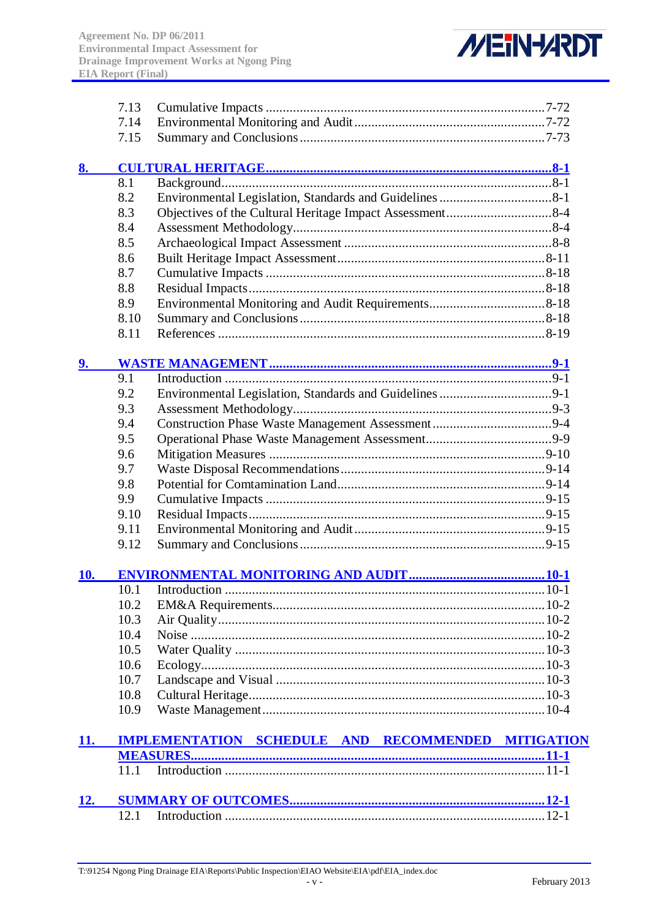| | | |
|---|---|---|
| 7.13 | Cumulative Impacts | 7-72 |
| 7.14 | Environmental Monitoring and Audit | 7-72 |
| 7.15 | Summary and Conclusions | 7-73 |

**8. CULTURAL HERITAGE ... 8-1**

| | | |
|---|---|---|
| 8.1 | Background | 8-1 |
| 8.2 | Environmental Legislation, Standards and Guidelines | 8-1 |
| 8.3 | Objectives of the Cultural Heritage Impact Assessment | 8-4 |
| 8.4 | Assessment Methodology | 8-4 |
| 8.5 | Archaeological Impact Assessment | 8-8 |
| 8.6 | Built Heritage Impact Assessment | 8-11 |
| 8.7 | Cumulative Impacts | 8-18 |
| 8.8 | Residual Impacts | 8-18 |
| 8.9 | Environmental Monitoring and Audit Requirements | 8-18 |
| 8.10 | Summary and Conclusions | 8-18 |
| 8.11 | References | 8-19 |

**9. WASTE MANAGEMENT ... 9-1**

| | | |
|---|---|---|
| 9.1 | Introduction | 9-1 |
| 9.2 | Environmental Legislation, Standards and Guidelines | 9-1 |
| 9.3 | Assessment Methodology | 9-3 |
| 9.4 | Construction Phase Waste Management Assessment | 9-4 |
| 9.5 | Operational Phase Waste Management Assessment | 9-9 |
| 9.6 | Mitigation Measures | 9-10 |
| 9.7 | Waste Disposal Recommendations | 9-14 |
| 9.8 | Potential for Contamination Land | 9-14 |
| 9.9 | Cumulative Impacts | 9-15 |
| 9.10 | Residual Impacts | 9-15 |
| 9.11 | Environmental Monitoring and Audit | 9-15 |
| 9.12 | Summary and Conclusions | 9-15 |

**10. ENVIRONMENTAL MONITORING AND AUDIT ... 10-1**

| | | |
|---|---|---|
| 10.1 | Introduction | 10-1 |
| 10.2 | EM&A Requirements | 10-2 |
| 10.3 | Air Quality | 10-2 |
| 10.4 | Noise | 10-2 |
| 10.5 | Water Quality | 10-3 |
| 10.6 | Ecology | 10-3 |
| 10.7 | Landscape and Visual | 10-3 |
| 10.8 | Cultural Heritage | 10-3 |
| 10.9 | Waste Management | 10-4 |

**11. IMPLEMENTATION SCHEDULE AND RECOMMENDED MITIGATION MEASURES ... 11-1**

| | | |
|---|---|---|
| 11.1 | Introduction | 11-1 |

**12. SUMMARY OF OUTCOMES ... 12-1**

| | | |
|---|---|---|
| 12.1 | Introduction | 12-1 |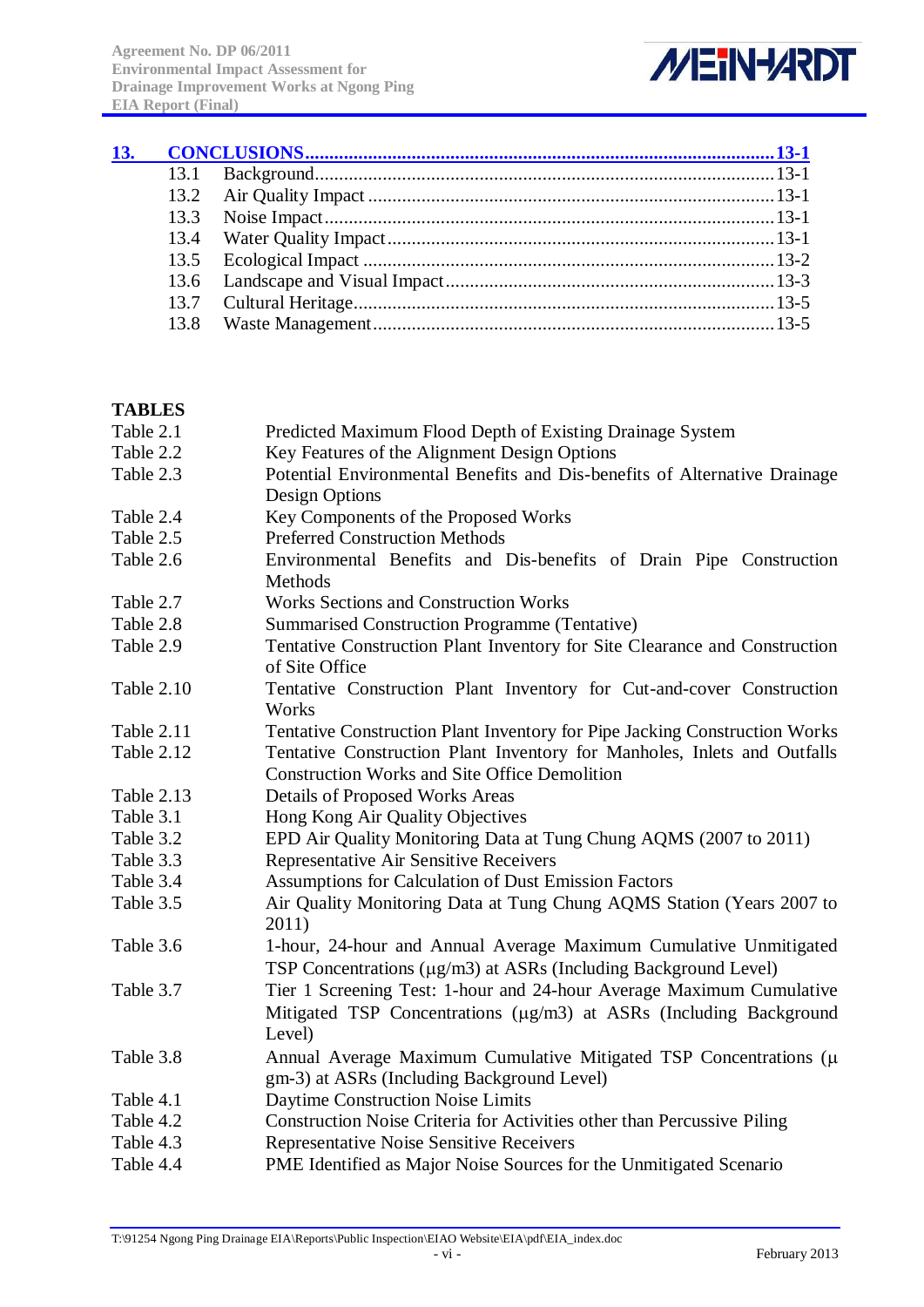| | | |
|---|---|---|
| **13.** | **CONCLUSIONS** | **13-1** |
| 13.1 | Background | 13-1 |
| 13.2 | Air Quality Impact | 13-1 |
| 13.3 | Noise Impact | 13-1 |
| 13.4 | Water Quality Impact | 13-1 |
| 13.5 | Ecological Impact | 13-2 |
| 13.6 | Landscape and Visual Impact | 13-3 |
| 13.7 | Cultural Heritage | 13-5 |
| 13.8 | Waste Management | 13-5 |

**TABLES**

| | |
|---|---|
| Table 2.1 | Predicted Maximum Flood Depth of Existing Drainage System |
| Table 2.2 | Key Features of the Alignment Design Options |
| Table 2.3 | Potential Environmental Benefits and Dis-benefits of Alternative Drainage Design Options |
| Table 2.4 | Key Components of the Proposed Works |
| Table 2.5 | Preferred Construction Methods |
| Table 2.6 | Environmental Benefits and Dis-benefits of Drain Pipe Construction Methods |
| Table 2.7 | Works Sections and Construction Works |
| Table 2.8 | Summarised Construction Programme (Tentative) |
| Table 2.9 | Tentative Construction Plant Inventory for Site Clearance and Construction of Site Office |
| Table 2.10 | Tentative Construction Plant Inventory for Cut-and-cover Construction Works |
| Table 2.11 | Tentative Construction Plant Inventory for Pipe Jacking Construction Works |
| Table 2.12 | Tentative Construction Plant Inventory for Manholes, Inlets and Outfalls Construction Works and Site Office Demolition |
| Table 2.13 | Details of Proposed Works Areas |
| Table 3.1 | Hong Kong Air Quality Objectives |
| Table 3.2 | EPD Air Quality Monitoring Data at Tung Chung AQMS (2007 to 2011) |
| Table 3.3 | Representative Air Sensitive Receivers |
| Table 3.4 | Assumptions for Calculation of Dust Emission Factors |
| Table 3.5 | Air Quality Monitoring Data at Tung Chung AQMS Station (Years 2007 to 2011) |
| Table 3.6 | 1-hour, 24-hour and Annual Average Maximum Cumulative Unmitigated TSP Concentrations (μg/m3) at ASRs (Including Background Level) |
| Table 3.7 | Tier 1 Screening Test: 1-hour and 24-hour Average Maximum Cumulative Mitigated TSP Concentrations (μg/m3) at ASRs (Including Background Level) |
| Table 3.8 | Annual Average Maximum Cumulative Mitigated TSP Concentrations (μ gm-3) at ASRs (Including Background Level) |
| Table 4.1 | Daytime Construction Noise Limits |
| Table 4.2 | Construction Noise Criteria for Activities other than Percussive Piling |
| Table 4.3 | Representative Noise Sensitive Receivers |
| Table 4.4 | PME Identified as Major Noise Sources for the Unmitigated Scenario |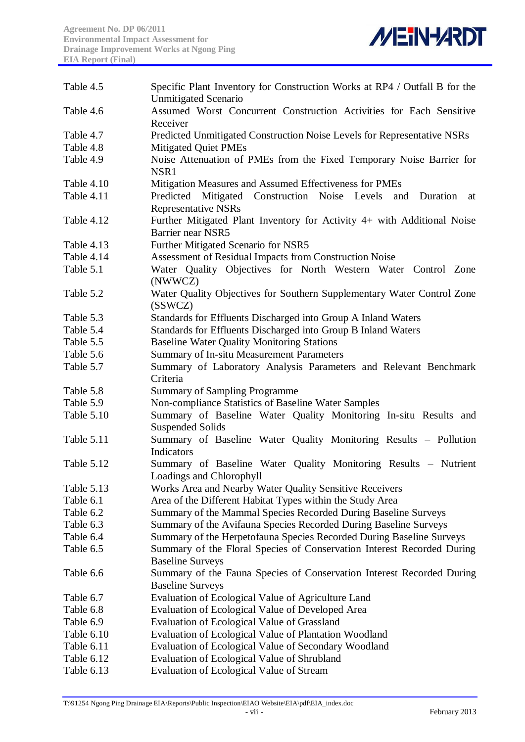| | |
|---|---|
| Table 4.5 | Specific Plant Inventory for Construction Works at RP4 / Outfall B for the Unmitigated Scenario |
| Table 4.6 | Assumed Worst Concurrent Construction Activities for Each Sensitive Receiver |
| Table 4.7 | Predicted Unmitigated Construction Noise Levels for Representative NSRs |
| Table 4.8 | Mitigated Quiet PMEs |
| Table 4.9 | Noise Attenuation of PMEs from the Fixed Temporary Noise Barrier for NSR1 |
| Table 4.10 | Mitigation Measures and Assumed Effectiveness for PMEs |
| Table 4.11 | Predicted Mitigated Construction Noise Levels and Duration at Representative NSRs |
| Table 4.12 | Further Mitigated Plant Inventory for Activity 4+ with Additional Noise Barrier near NSR5 |
| Table 4.13 | Further Mitigated Scenario for NSR5 |
| Table 4.14 | Assessment of Residual Impacts from Construction Noise |
| Table 5.1 | Water Quality Objectives for North Western Water Control Zone (NWWCZ) |
| Table 5.2 | Water Quality Objectives for Southern Supplementary Water Control Zone (SSWCZ) |
| Table 5.3 | Standards for Effluents Discharged into Group A Inland Waters |
| Table 5.4 | Standards for Effluents Discharged into Group B Inland Waters |
| Table 5.5 | Baseline Water Quality Monitoring Stations |
| Table 5.6 | Summary of In-situ Measurement Parameters |
| Table 5.7 | Summary of Laboratory Analysis Parameters and Relevant Benchmark Criteria |
| Table 5.8 | Summary of Sampling Programme |
| Table 5.9 | Non-compliance Statistics of Baseline Water Samples |
| Table 5.10 | Summary of Baseline Water Quality Monitoring In-situ Results and Suspended Solids |
| Table 5.11 | Summary of Baseline Water Quality Monitoring Results – Pollution Indicators |
| Table 5.12 | Summary of Baseline Water Quality Monitoring Results – Nutrient Loadings and Chlorophyll |
| Table 5.13 | Works Area and Nearby Water Quality Sensitive Receivers |
| Table 6.1 | Area of the Different Habitat Types within the Study Area |
| Table 6.2 | Summary of the Mammal Species Recorded During Baseline Surveys |
| Table 6.3 | Summary of the Avifauna Species Recorded During Baseline Surveys |
| Table 6.4 | Summary of the Herpetofauna Species Recorded During Baseline Surveys |
| Table 6.5 | Summary of the Floral Species of Conservation Interest Recorded During Baseline Surveys |
| Table 6.6 | Summary of the Fauna Species of Conservation Interest Recorded During Baseline Surveys |
| Table 6.7 | Evaluation of Ecological Value of Agriculture Land |
| Table 6.8 | Evaluation of Ecological Value of Developed Area |
| Table 6.9 | Evaluation of Ecological Value of Grassland |
| Table 6.10 | Evaluation of Ecological Value of Plantation Woodland |
| Table 6.11 | Evaluation of Ecological Value of Secondary Woodland |
| Table 6.12 | Evaluation of Ecological Value of Shrubland |
| Table 6.13 | Evaluation of Ecological Value of Stream |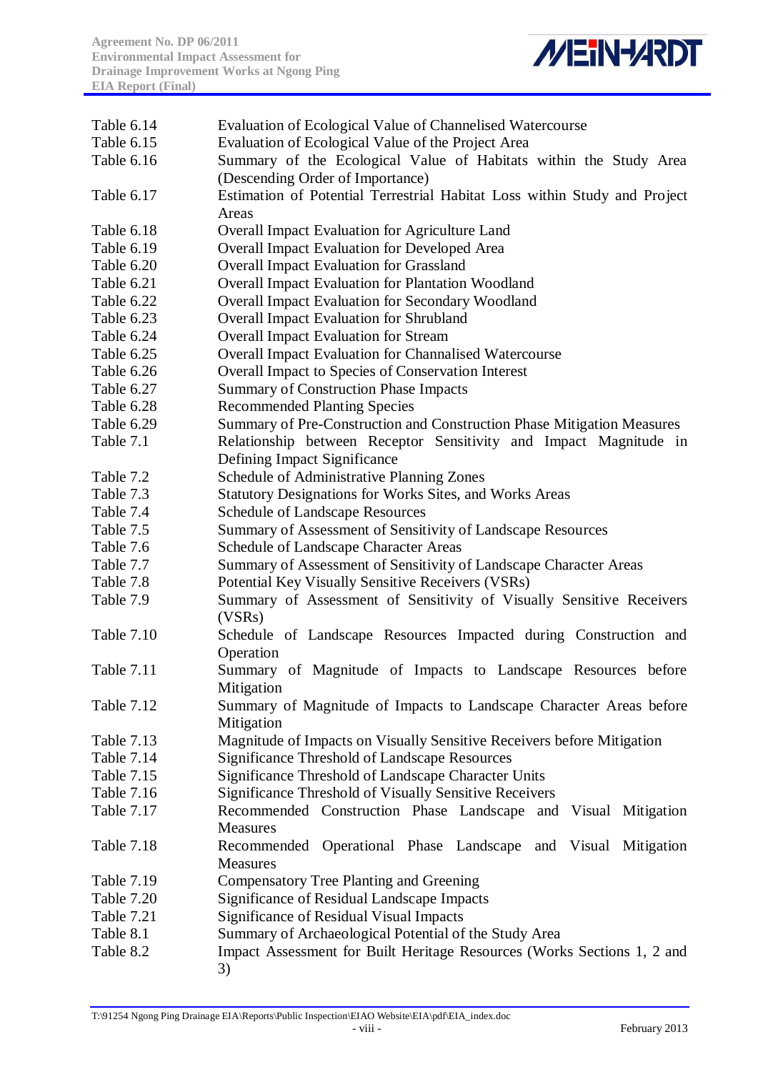| | |
|---|---|
| Table 6.14 | Evaluation of Ecological Value of Channelised Watercourse |
| Table 6.15 | Evaluation of Ecological Value of the Project Area |
| Table 6.16 | Summary of the Ecological Value of Habitats within the Study Area (Descending Order of Importance) |
| Table 6.17 | Estimation of Potential Terrestrial Habitat Loss within Study and Project Areas |
| Table 6.18 | Overall Impact Evaluation for Agriculture Land |
| Table 6.19 | Overall Impact Evaluation for Developed Area |
| Table 6.20 | Overall Impact Evaluation for Grassland |
| Table 6.21 | Overall Impact Evaluation for Plantation Woodland |
| Table 6.22 | Overall Impact Evaluation for Secondary Woodland |
| Table 6.23 | Overall Impact Evaluation for Shrubland |
| Table 6.24 | Overall Impact Evaluation for Stream |
| Table 6.25 | Overall Impact Evaluation for Channalised Watercourse |
| Table 6.26 | Overall Impact to Species of Conservation Interest |
| Table 6.27 | Summary of Construction Phase Impacts |
| Table 6.28 | Recommended Planting Species |
| Table 6.29 | Summary of Pre-Construction and Construction Phase Mitigation Measures |
| Table 7.1 | Relationship between Receptor Sensitivity and Impact Magnitude in Defining Impact Significance |
| Table 7.2 | Schedule of Administrative Planning Zones |
| Table 7.3 | Statutory Designations for Works Sites, and Works Areas |
| Table 7.4 | Schedule of Landscape Resources |
| Table 7.5 | Summary of Assessment of Sensitivity of Landscape Resources |
| Table 7.6 | Schedule of Landscape Character Areas |
| Table 7.7 | Summary of Assessment of Sensitivity of Landscape Character Areas |
| Table 7.8 | Potential Key Visually Sensitive Receivers (VSRs) |
| Table 7.9 | Summary of Assessment of Sensitivity of Visually Sensitive Receivers (VSRs) |
| Table 7.10 | Schedule of Landscape Resources Impacted during Construction and Operation |
| Table 7.11 | Summary of Magnitude of Impacts to Landscape Resources before Mitigation |
| Table 7.12 | Summary of Magnitude of Impacts to Landscape Character Areas before Mitigation |
| Table 7.13 | Magnitude of Impacts on Visually Sensitive Receivers before Mitigation |
| Table 7.14 | Significance Threshold of Landscape Resources |
| Table 7.15 | Significance Threshold of Landscape Character Units |
| Table 7.16 | Significance Threshold of Visually Sensitive Receivers |
| Table 7.17 | Recommended Construction Phase Landscape and Visual Mitigation Measures |
| Table 7.18 | Recommended Operational Phase Landscape and Visual Mitigation Measures |
| Table 7.19 | Compensatory Tree Planting and Greening |
| Table 7.20 | Significance of Residual Landscape Impacts |
| Table 7.21 | Significance of Residual Visual Impacts |
| Table 8.1 | Summary of Archaeological Potential of the Study Area |
| Table 8.2 | Impact Assessment for Built Heritage Resources (Works Sections 1, 2 and 3) |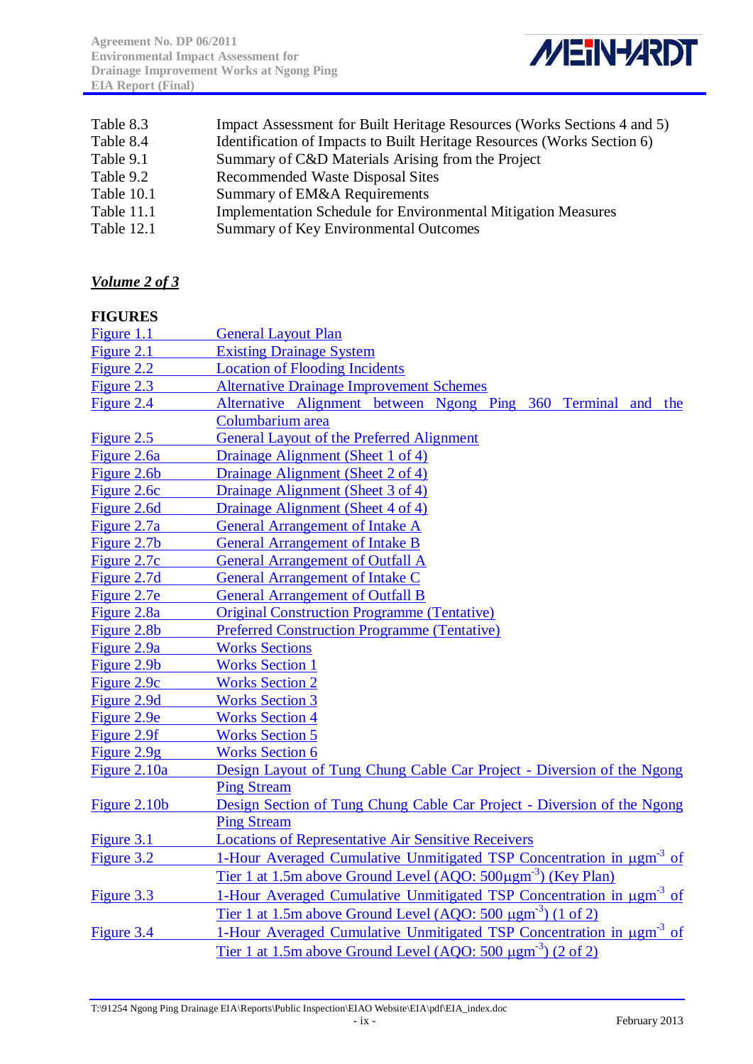| | |
|---|---|
| Table 8.3 | Impact Assessment for Built Heritage Resources (Works Sections 4 and 5) |
| Table 8.4 | Identification of Impacts to Built Heritage Resources (Works Section 6) |
| Table 9.1 | Summary of C&D Materials Arising from the Project |
| Table 9.2 | Recommended Waste Disposal Sites |
| Table 10.1 | Summary of EM&A Requirements |
| Table 11.1 | Implementation Schedule for Environmental Mitigation Measures |
| Table 12.1 | Summary of Key Environmental Outcomes |

***Volume 2 of 3***

**FIGURES**

| | |
|---|---|
| Figure 1.1 | General Layout Plan |
| Figure 2.1 | Existing Drainage System |
| Figure 2.2 | Location of Flooding Incidents |
| Figure 2.3 | Alternative Drainage Improvement Schemes |
| Figure 2.4 | Alternative Alignment between Ngong Ping 360 Terminal and the Columbarium area |
| Figure 2.5 | General Layout of the Preferred Alignment |
| Figure 2.6a | Drainage Alignment (Sheet 1 of 4) |
| Figure 2.6b | Drainage Alignment (Sheet 2 of 4) |
| Figure 2.6c | Drainage Alignment (Sheet 3 of 4) |
| Figure 2.6d | Drainage Alignment (Sheet 4 of 4) |
| Figure 2.7a | General Arrangement of Intake A |
| Figure 2.7b | General Arrangement of Intake B |
| Figure 2.7c | General Arrangement of Outfall A |
| Figure 2.7d | General Arrangement of Intake C |
| Figure 2.7e | General Arrangement of Outfall B |
| Figure 2.8a | Original Construction Programme (Tentative) |
| Figure 2.8b | Preferred Construction Programme (Tentative) |
| Figure 2.9a | Works Sections |
| Figure 2.9b | Works Section 1 |
| Figure 2.9c | Works Section 2 |
| Figure 2.9d | Works Section 3 |
| Figure 2.9e | Works Section 4 |
| Figure 2.9f | Works Section 5 |
| Figure 2.9g | Works Section 6 |
| Figure 2.10a | Design Layout of Tung Chung Cable Car Project - Diversion of the Ngong Ping Stream |
| Figure 2.10b | Design Section of Tung Chung Cable Car Project - Diversion of the Ngong Ping Stream |
| Figure 3.1 | Locations of Representative Air Sensitive Receivers |
| Figure 3.2 | 1-Hour Averaged Cumulative Unmitigated TSP Concentration in $\mu gm^{-3}$ of Tier 1 at 1.5m above Ground Level (AQO: 500$\mu gm^{-3}$) (Key Plan) |
| Figure 3.3 | 1-Hour Averaged Cumulative Unmitigated TSP Concentration in $\mu gm^{-3}$ of Tier 1 at 1.5m above Ground Level (AQO: 500 $\mu gm^{-3}$) (1 of 2) |
| Figure 3.4 | 1-Hour Averaged Cumulative Unmitigated TSP Concentration in $\mu gm^{-3}$ of Tier 1 at 1.5m above Ground Level (AQO: 500 $\mu gm^{-3}$) (2 of 2) |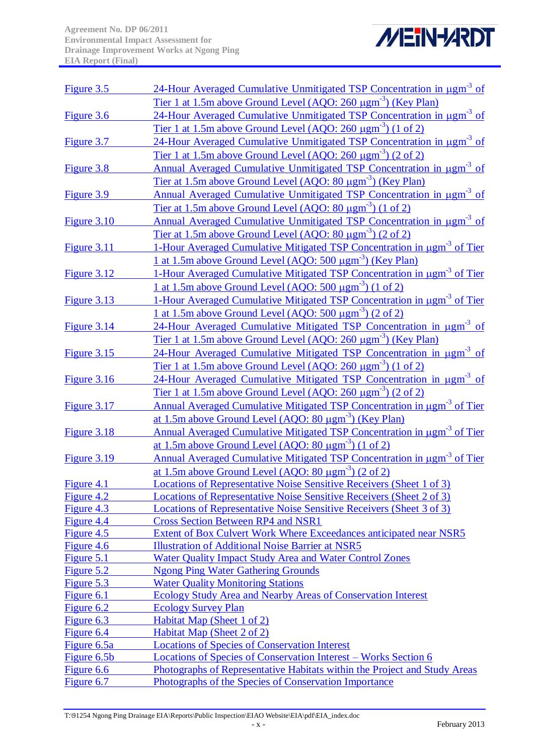| | |
|---|---|
| Figure 3.5 | 24-Hour Averaged Cumulative Unmitigated TSP Concentration in μgm$^{-3}$ of Tier 1 at 1.5m above Ground Level (AQO: 260 μgm$^{-3}$) (Key Plan) |
| Figure 3.6 | 24-Hour Averaged Cumulative Unmitigated TSP Concentration in μgm$^{-3}$ of Tier 1 at 1.5m above Ground Level (AQO: 260 μgm$^{-3}$) (1 of 2) |
| Figure 3.7 | 24-Hour Averaged Cumulative Unmitigated TSP Concentration in μgm$^{-3}$ of Tier 1 at 1.5m above Ground Level (AQO: 260 μgm$^{-3}$) (2 of 2) |
| Figure 3.8 | Annual Averaged Cumulative Unmitigated TSP Concentration in μgm$^{-3}$ of Tier at 1.5m above Ground Level (AQO: 80 μgm$^{-3}$) (Key Plan) |
| Figure 3.9 | Annual Averaged Cumulative Unmitigated TSP Concentration in μgm$^{-3}$ of Tier at 1.5m above Ground Level (AQO: 80 μgm$^{-3}$) (1 of 2) |
| Figure 3.10 | Annual Averaged Cumulative Unmitigated TSP Concentration in μgm$^{-3}$ of Tier at 1.5m above Ground Level (AQO: 80 μgm$^{-3}$) (2 of 2) |
| Figure 3.11 | 1-Hour Averaged Cumulative Mitigated TSP Concentration in μgm$^{-3}$ of Tier 1 at 1.5m above Ground Level (AQO: 500 μgm$^{-3}$) (Key Plan) |
| Figure 3.12 | 1-Hour Averaged Cumulative Mitigated TSP Concentration in μgm$^{-3}$ of Tier 1 at 1.5m above Ground Level (AQO: 500 μgm$^{-3}$) (1 of 2) |
| Figure 3.13 | 1-Hour Averaged Cumulative Mitigated TSP Concentration in μgm$^{-3}$ of Tier 1 at 1.5m above Ground Level (AQO: 500 μgm$^{-3}$) (2 of 2) |
| Figure 3.14 | 24-Hour Averaged Cumulative Mitigated TSP Concentration in μgm$^{-3}$ of Tier 1 at 1.5m above Ground Level (AQO: 260 μgm$^{-3}$) (Key Plan) |
| Figure 3.15 | 24-Hour Averaged Cumulative Mitigated TSP Concentration in μgm$^{-3}$ of Tier 1 at 1.5m above Ground Level (AQO: 260 μgm$^{-3}$) (1 of 2) |
| Figure 3.16 | 24-Hour Averaged Cumulative Mitigated TSP Concentration in μgm$^{-3}$ of Tier 1 at 1.5m above Ground Level (AQO: 260 μgm$^{-3}$) (2 of 2) |
| Figure 3.17 | Annual Averaged Cumulative Mitigated TSP Concentration in μgm$^{-3}$ of Tier at 1.5m above Ground Level (AQO: 80 μgm$^{-3}$) (Key Plan) |
| Figure 3.18 | Annual Averaged Cumulative Mitigated TSP Concentration in μgm$^{-3}$ of Tier at 1.5m above Ground Level (AQO: 80 μgm$^{-3}$) (1 of 2) |
| Figure 3.19 | Annual Averaged Cumulative Mitigated TSP Concentration in μgm$^{-3}$ of Tier at 1.5m above Ground Level (AQO: 80 μgm$^{-3}$) (2 of 2) |
| Figure 4.1 | Locations of Representative Noise Sensitive Receivers (Sheet 1 of 3) |
| Figure 4.2 | Locations of Representative Noise Sensitive Receivers (Sheet 2 of 3) |
| Figure 4.3 | Locations of Representative Noise Sensitive Receivers (Sheet 3 of 3) |
| Figure 4.4 | Cross Section Between RP4 and NSR1 |
| Figure 4.5 | Extent of Box Culvert Work Where Exceedances anticipated near NSR5 |
| Figure 4.6 | Illustration of Additional Noise Barrier at NSR5 |
| Figure 5.1 | Water Quality Impact Study Area and Water Control Zones |
| Figure 5.2 | Ngong Ping Water Gathering Grounds |
| Figure 5.3 | Water Quality Monitoring Stations |
| Figure 6.1 | Ecology Study Area and Nearby Areas of Conservation Interest |
| Figure 6.2 | Ecology Survey Plan |
| Figure 6.3 | Habitat Map (Sheet 1 of 2) |
| Figure 6.4 | Habitat Map (Sheet 2 of 2) |
| Figure 6.5a | Locations of Species of Conservation Interest |
| Figure 6.5b | Locations of Species of Conservation Interest – Works Section 6 |
| Figure 6.6 | Photographs of Representative Habitats within the Project and Study Areas |
| Figure 6.7 | Photographs of the Species of Conservation Importance |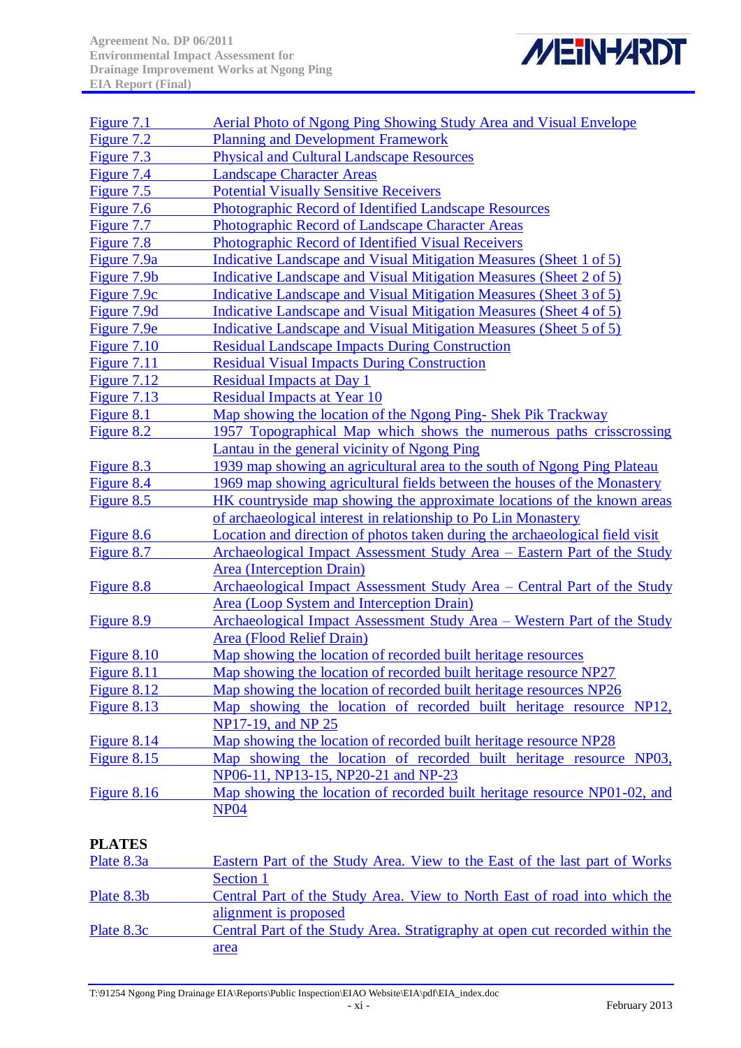| | |
|---|---|
| Figure 7.1 | Aerial Photo of Ngong Ping Showing Study Area and Visual Envelope |
| Figure 7.2 | Planning and Development Framework |
| Figure 7.3 | Physical and Cultural Landscape Resources |
| Figure 7.4 | Landscape Character Areas |
| Figure 7.5 | Potential Visually Sensitive Receivers |
| Figure 7.6 | Photographic Record of Identified Landscape Resources |
| Figure 7.7 | Photographic Record of Landscape Character Areas |
| Figure 7.8 | Photographic Record of Identified Visual Receivers |
| Figure 7.9a | Indicative Landscape and Visual Mitigation Measures (Sheet 1 of 5) |
| Figure 7.9b | Indicative Landscape and Visual Mitigation Measures (Sheet 2 of 5) |
| Figure 7.9c | Indicative Landscape and Visual Mitigation Measures (Sheet 3 of 5) |
| Figure 7.9d | Indicative Landscape and Visual Mitigation Measures (Sheet 4 of 5) |
| Figure 7.9e | Indicative Landscape and Visual Mitigation Measures (Sheet 5 of 5) |
| Figure 7.10 | Residual Landscape Impacts During Construction |
| Figure 7.11 | Residual Visual Impacts During Construction |
| Figure 7.12 | Residual Impacts at Day 1 |
| Figure 7.13 | Residual Impacts at Year 10 |
| Figure 8.1 | Map showing the location of the Ngong Ping- Shek Pik Trackway |
| Figure 8.2 | 1957 Topographical Map which shows the numerous paths crisscrossing Lantau in the general vicinity of Ngong Ping |
| Figure 8.3 | 1939 map showing an agricultural area to the south of Ngong Ping Plateau |
| Figure 8.4 | 1969 map showing agricultural fields between the houses of the Monastery |
| Figure 8.5 | HK countryside map showing the approximate locations of the known areas of archaeological interest in relationship to Po Lin Monastery |
| Figure 8.6 | Location and direction of photos taken during the archaeological field visit |
| Figure 8.7 | Archaeological Impact Assessment Study Area – Eastern Part of the Study Area (Interception Drain) |
| Figure 8.8 | Archaeological Impact Assessment Study Area – Central Part of the Study Area (Loop System and Interception Drain) |
| Figure 8.9 | Archaeological Impact Assessment Study Area – Western Part of the Study Area (Flood Relief Drain) |
| Figure 8.10 | Map showing the location of recorded built heritage resources |
| Figure 8.11 | Map showing the location of recorded built heritage resource NP27 |
| Figure 8.12 | Map showing the location of recorded built heritage resources NP26 |
| Figure 8.13 | Map showing the location of recorded built heritage resource NP12, NP17-19, and NP 25 |
| Figure 8.14 | Map showing the location of recorded built heritage resource NP28 |
| Figure 8.15 | Map showing the location of recorded built heritage resource NP03, NP06-11, NP13-15, NP20-21 and NP-23 |
| Figure 8.16 | Map showing the location of recorded built heritage resource NP01-02, and NP04 |

**PLATES**

| | |
|---|---|
| Plate 8.3a | Eastern Part of the Study Area. View to the East of the last part of Works Section 1 |
| Plate 8.3b | Central Part of the Study Area. View to North East of road into which the alignment is proposed |
| Plate 8.3c | Central Part of the Study Area. Stratigraphy at open cut recorded within the area |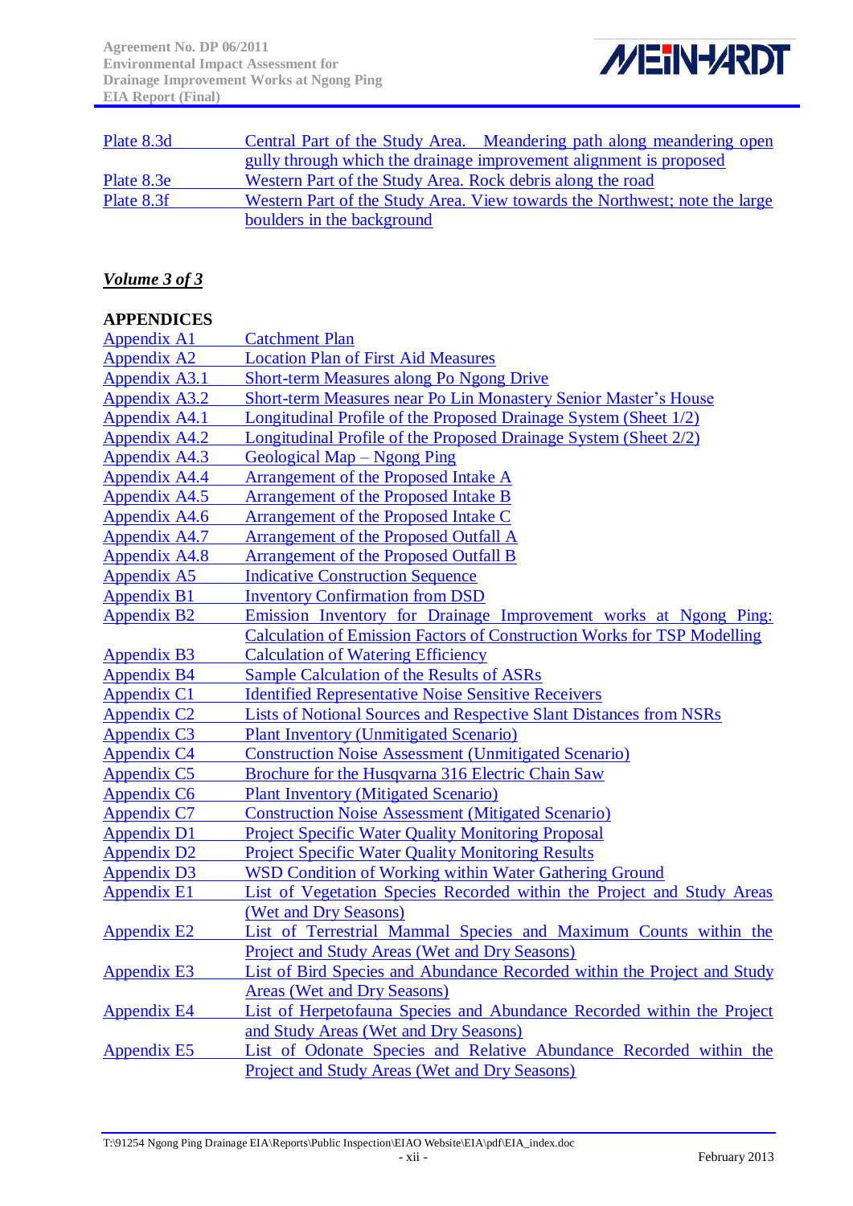| | |
|---|---|
| Plate 8.3d | Central Part of the Study Area. Meandering path along meandering open gully through which the drainage improvement alignment is proposed |
| Plate 8.3e | Western Part of the Study Area. Rock debris along the road |
| Plate 8.3f | Western Part of the Study Area. View towards the Northwest; note the large boulders in the background |

***Volume 3 of 3***

**APPENDICES**

| | |
|---|---|
| Appendix A1 | Catchment Plan |
| Appendix A2 | Location Plan of First Aid Measures |
| Appendix A3.1 | Short-term Measures along Po Ngong Drive |
| Appendix A3.2 | Short-term Measures near Po Lin Monastery Senior Master's House |
| Appendix A4.1 | Longitudinal Profile of the Proposed Drainage System (Sheet 1/2) |
| Appendix A4.2 | Longitudinal Profile of the Proposed Drainage System (Sheet 2/2) |
| Appendix A4.3 | Geological Map – Ngong Ping |
| Appendix A4.4 | Arrangement of the Proposed Intake A |
| Appendix A4.5 | Arrangement of the Proposed Intake B |
| Appendix A4.6 | Arrangement of the Proposed Intake C |
| Appendix A4.7 | Arrangement of the Proposed Outfall A |
| Appendix A4.8 | Arrangement of the Proposed Outfall B |
| Appendix A5 | Indicative Construction Sequence |
| Appendix B1 | Inventory Confirmation from DSD |
| Appendix B2 | Emission Inventory for Drainage Improvement works at Ngong Ping: Calculation of Emission Factors of Construction Works for TSP Modelling |
| Appendix B3 | Calculation of Watering Efficiency |
| Appendix B4 | Sample Calculation of the Results of ASRs |
| Appendix C1 | Identified Representative Noise Sensitive Receivers |
| Appendix C2 | Lists of Notional Sources and Respective Slant Distances from NSRs |
| Appendix C3 | Plant Inventory (Unmitigated Scenario) |
| Appendix C4 | Construction Noise Assessment (Unmitigated Scenario) |
| Appendix C5 | Brochure for the Husqvarna 316 Electric Chain Saw |
| Appendix C6 | Plant Inventory (Mitigated Scenario) |
| Appendix C7 | Construction Noise Assessment (Mitigated Scenario) |
| Appendix D1 | Project Specific Water Quality Monitoring Proposal |
| Appendix D2 | Project Specific Water Quality Monitoring Results |
| Appendix D3 | WSD Condition of Working within Water Gathering Ground |
| Appendix E1 | List of Vegetation Species Recorded within the Project and Study Areas (Wet and Dry Seasons) |
| Appendix E2 | List of Terrestrial Mammal Species and Maximum Counts within the Project and Study Areas (Wet and Dry Seasons) |
| Appendix E3 | List of Bird Species and Abundance Recorded within the Project and Study Areas (Wet and Dry Seasons) |
| Appendix E4 | List of Herpetofauna Species and Abundance Recorded within the Project and Study Areas (Wet and Dry Seasons) |
| Appendix E5 | List of Odonate Species and Relative Abundance Recorded within the Project and Study Areas (Wet and Dry Seasons) |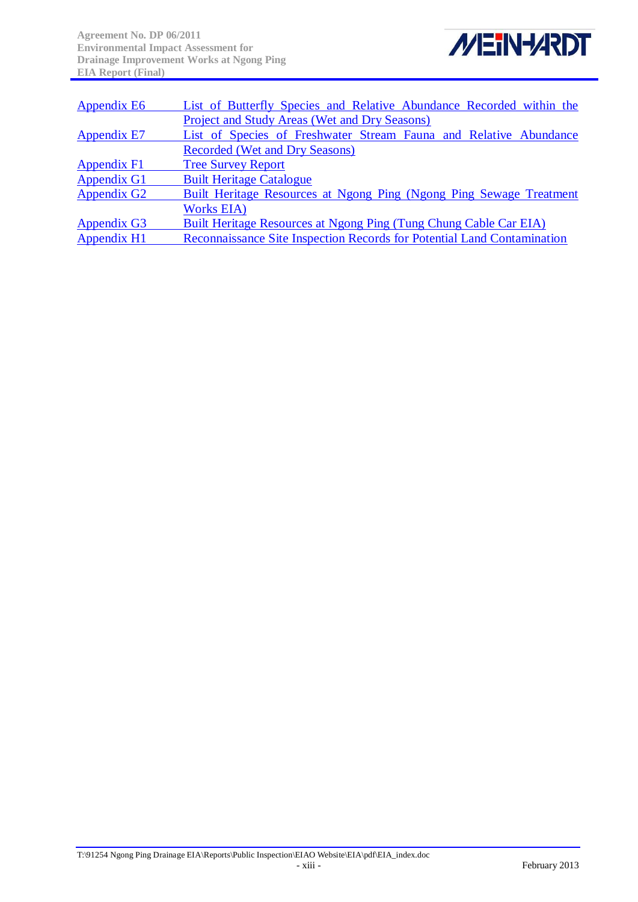| | |
|---|---|
| Appendix E6 | List of Butterfly Species and Relative Abundance Recorded within the Project and Study Areas (Wet and Dry Seasons) |
| Appendix E7 | List of Species of Freshwater Stream Fauna and Relative Abundance Recorded (Wet and Dry Seasons) |
| Appendix F1 | Tree Survey Report |
| Appendix G1 | Built Heritage Catalogue |
| Appendix G2 | Built Heritage Resources at Ngong Ping (Ngong Ping Sewage Treatment Works EIA) |
| Appendix G3 | Built Heritage Resources at Ngong Ping (Tung Chung Cable Car EIA) |
| Appendix H1 | Reconnaissance Site Inspection Records for Potential Land Contamination |